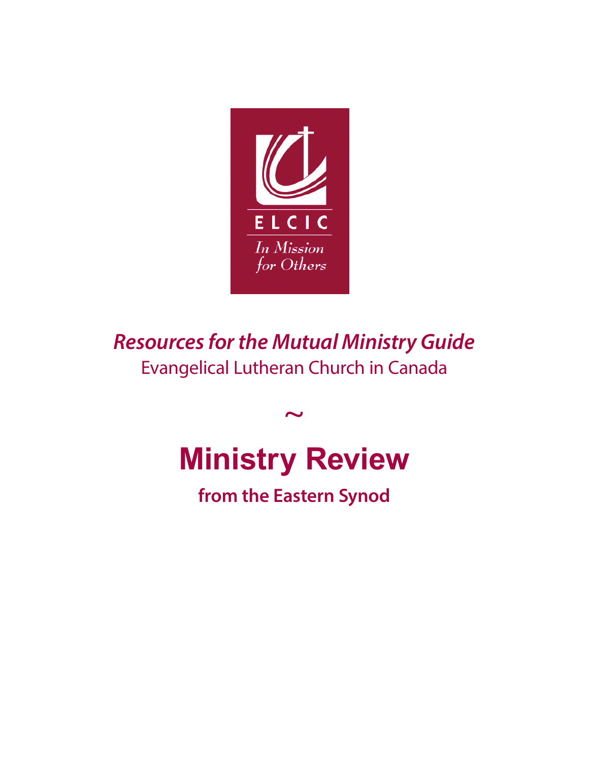ELCIC

*In Mission for Others*

***Resources for the Mutual Ministry Guide***

Evangelical Lutheran Church in Canada

~

# Ministry Review

## from the Eastern Synod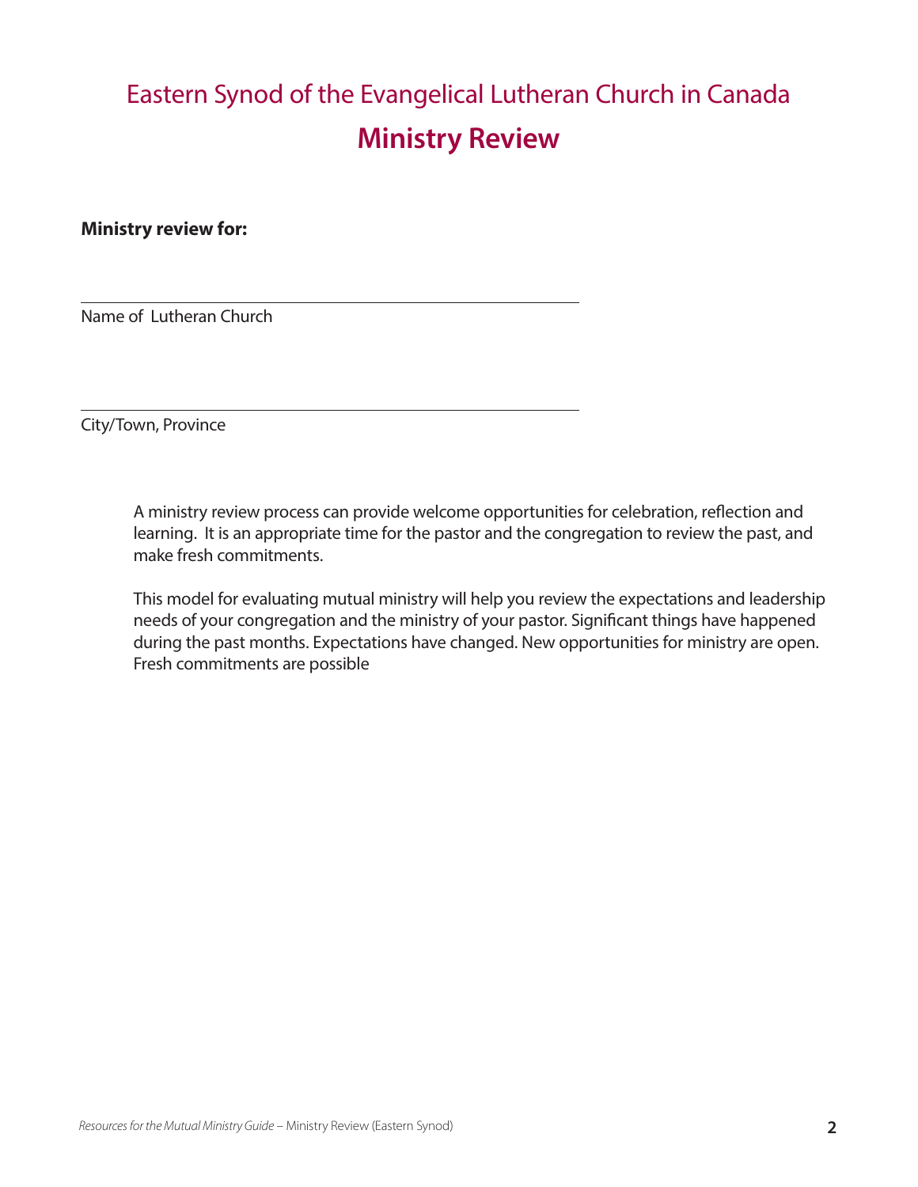# Eastern Synod of the Evangelical Lutheran Church in Canada

## Ministry Review

**Ministry review for:**

______________________________________________

Name of  Lutheran Church

______________________________________________

City/Town, Province

A ministry review process can provide welcome opportunities for celebration, reflection and learning.  It is an appropriate time for the pastor and the congregation to review the past, and make fresh commitments.

This model for evaluating mutual ministry will help you review the expectations and leadership needs of your congregation and the ministry of your pastor. Significant things have happened during the past months. Expectations have changed. New opportunities for ministry are open. Fresh commitments are possible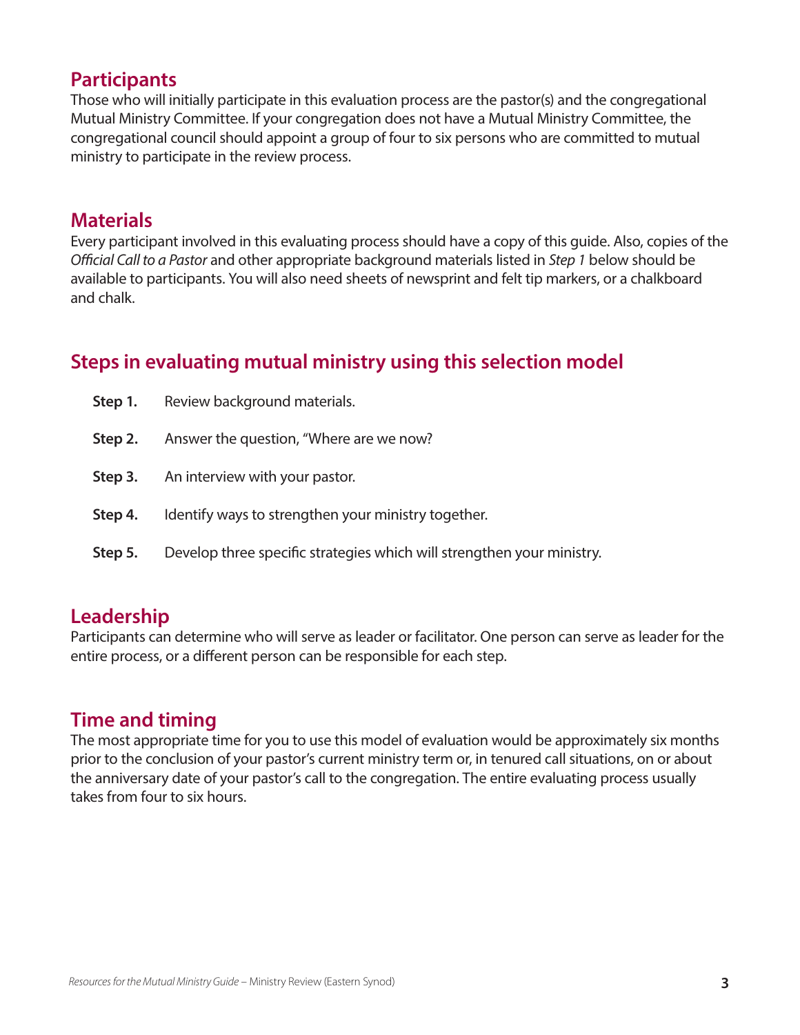## Participants

Those who will initially participate in this evaluation process are the pastor(s) and the congregational Mutual Ministry Committee. If your congregation does not have a Mutual Ministry Committee, the congregational council should appoint a group of four to six persons who are committed to mutual ministry to participate in the review process.

## Materials

Every participant involved in this evaluating process should have a copy of this guide. Also, copies of the *Official Call to a Pastor* and other appropriate background materials listed in *Step 1* below should be available to participants. You will also need sheets of newsprint and felt tip markers, or a chalkboard and chalk.

## Steps in evaluating mutual ministry using this selection model

**Step 1.** Review background materials.

**Step 2.** Answer the question, "Where are we now?

**Step 3.** An interview with your pastor.

**Step 4.** Identify ways to strengthen your ministry together.

**Step 5.** Develop three specific strategies which will strengthen your ministry.

## Leadership

Participants can determine who will serve as leader or facilitator. One person can serve as leader for the entire process, or a different person can be responsible for each step.

## Time and timing

The most appropriate time for you to use this model of evaluation would be approximately six months prior to the conclusion of your pastor's current ministry term or, in tenured call situations, on or about the anniversary date of your pastor's call to the congregation. The entire evaluating process usually takes from four to six hours.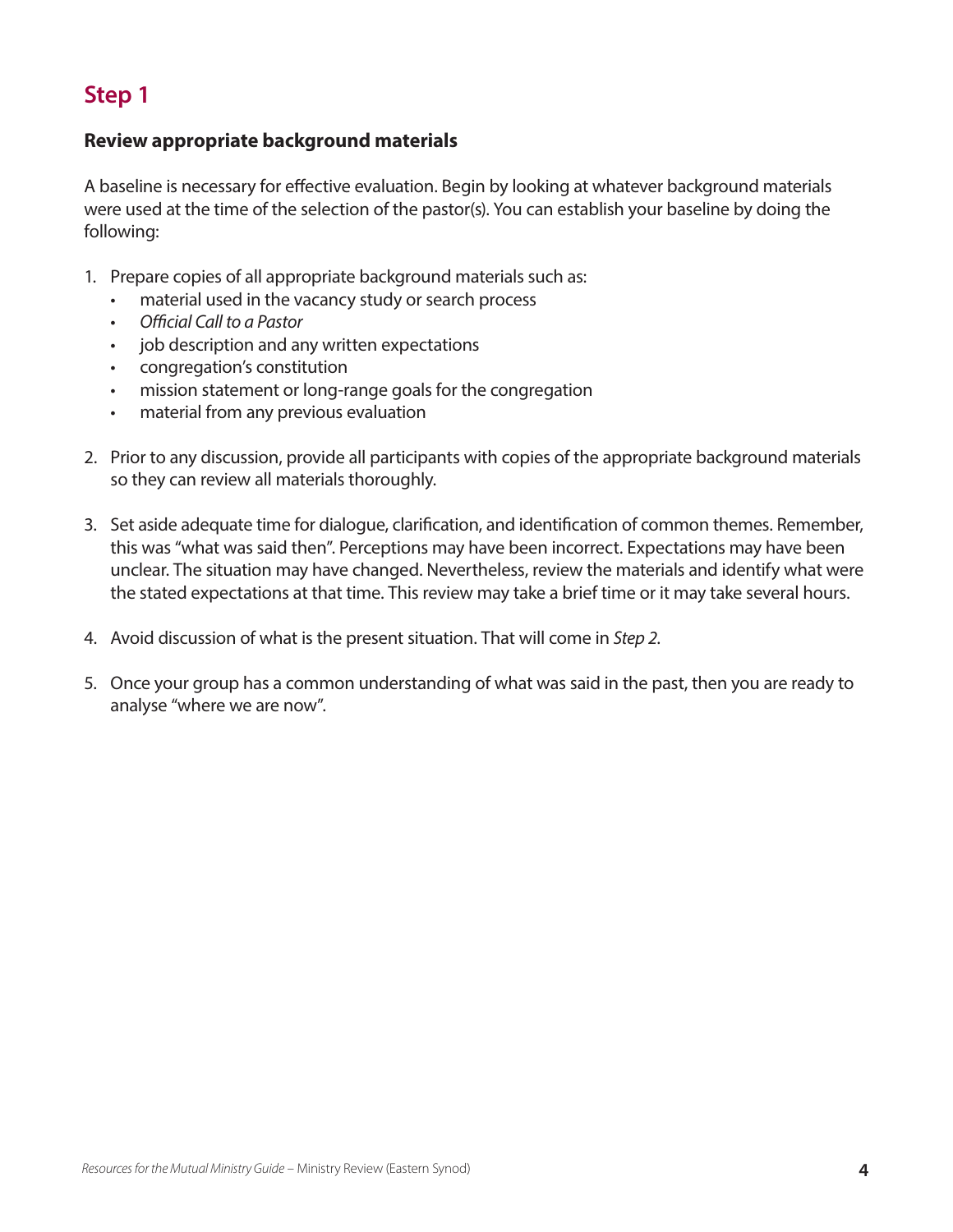## Step 1

### Review appropriate background materials

A baseline is necessary for effective evaluation. Begin by looking at whatever background materials were used at the time of the selection of the pastor(s). You can establish your baseline by doing the following:

1. Prepare copies of all appropriate background materials such as:
    - material used in the vacancy study or search process
    - *Official Call to a Pastor*
    - job description and any written expectations
    - congregation's constitution
    - mission statement or long-range goals for the congregation
    - material from any previous evaluation

2. Prior to any discussion, provide all participants with copies of the appropriate background materials so they can review all materials thoroughly.

3. Set aside adequate time for dialogue, clarification, and identification of common themes. Remember, this was "what was said then". Perceptions may have been incorrect. Expectations may have been unclear. The situation may have changed. Nevertheless, review the materials and identify what were the stated expectations at that time. This review may take a brief time or it may take several hours.

4. Avoid discussion of what is the present situation. That will come in *Step 2*.

5. Once your group has a common understanding of what was said in the past, then you are ready to analyse "where we are now".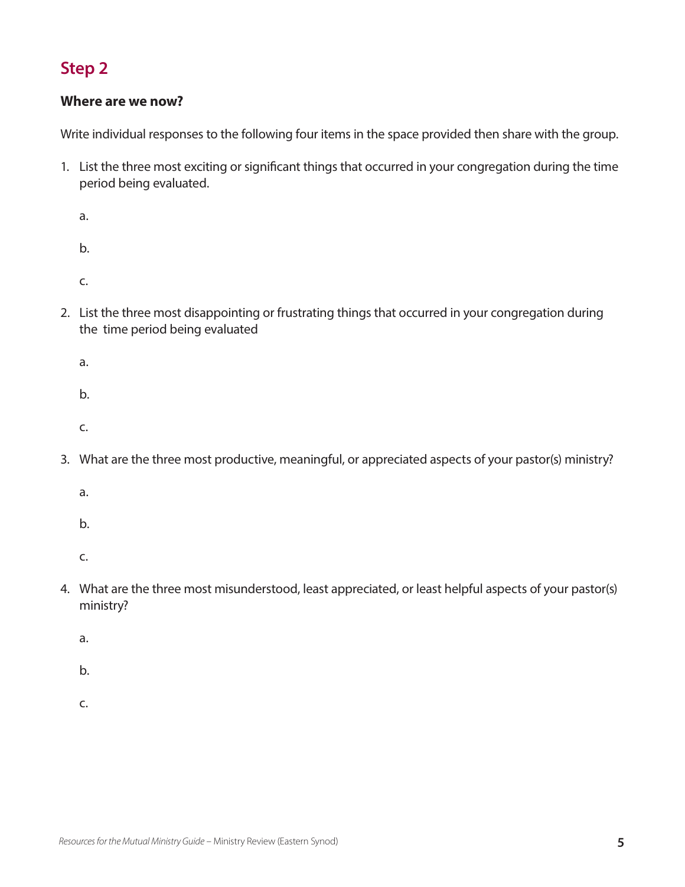## Step 2

**Where are we now?**

Write individual responses to the following four items in the space provided then share with the group.

1. List the three most exciting or significant things that occurred in your congregation during the time period being evaluated.

   a.

   b.

   c.

2. List the three most disappointing or frustrating things that occurred in your congregation during the time period being evaluated

   a.

   b.

   c.

3. What are the three most productive, meaningful, or appreciated aspects of your pastor(s) ministry?

   a.

   b.

   c.

4. What are the three most misunderstood, least appreciated, or least helpful aspects of your pastor(s) ministry?

   a.

   b.

   c.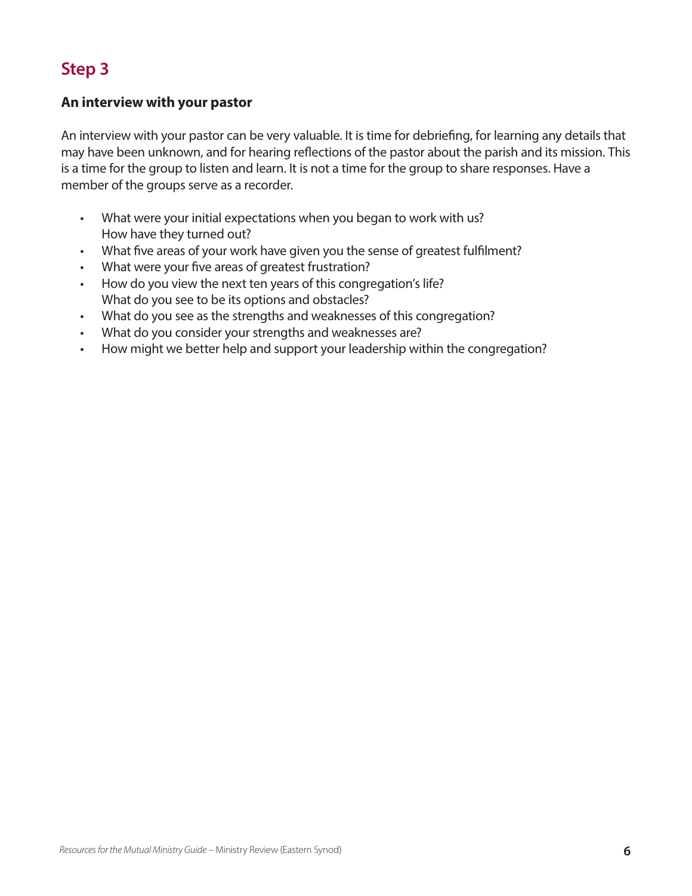## Step 3

### An interview with your pastor

An interview with your pastor can be very valuable. It is time for debriefing, for learning any details that may have been unknown, and for hearing reflections of the pastor about the parish and its mission. This is a time for the group to listen and learn. It is not a time for the group to share responses. Have a member of the groups serve as a recorder.

- What were your initial expectations when you began to work with us?
  How have they turned out?
- What five areas of your work have given you the sense of greatest fulfilment?
- What were your five areas of greatest frustration?
- How do you view the next ten years of this congregation's life?
  What do you see to be its options and obstacles?
- What do you see as the strengths and weaknesses of this congregation?
- What do you consider your strengths and weaknesses are?
- How might we better help and support your leadership within the congregation?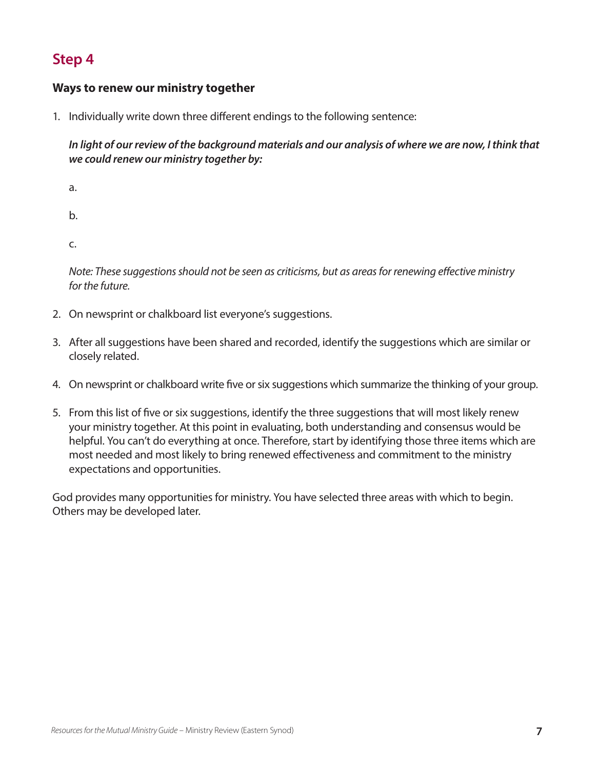## Step 4

### Ways to renew our ministry together

1. Individually write down three different endings to the following sentence:

   ***In light of our review of the background materials and our analysis of where we are now, I think that we could renew our ministry together by:***

   a.

   b.

   c.

   *Note: These suggestions should not be seen as criticisms, but as areas for renewing effective ministry for the future.*

2. On newsprint or chalkboard list everyone's suggestions.

3. After all suggestions have been shared and recorded, identify the suggestions which are similar or closely related.

4. On newsprint or chalkboard write five or six suggestions which summarize the thinking of your group.

5. From this list of five or six suggestions, identify the three suggestions that will most likely renew your ministry together. At this point in evaluating, both understanding and consensus would be helpful. You can't do everything at once. Therefore, start by identifying those three items which are most needed and most likely to bring renewed effectiveness and commitment to the ministry expectations and opportunities.

God provides many opportunities for ministry. You have selected three areas with which to begin. Others may be developed later.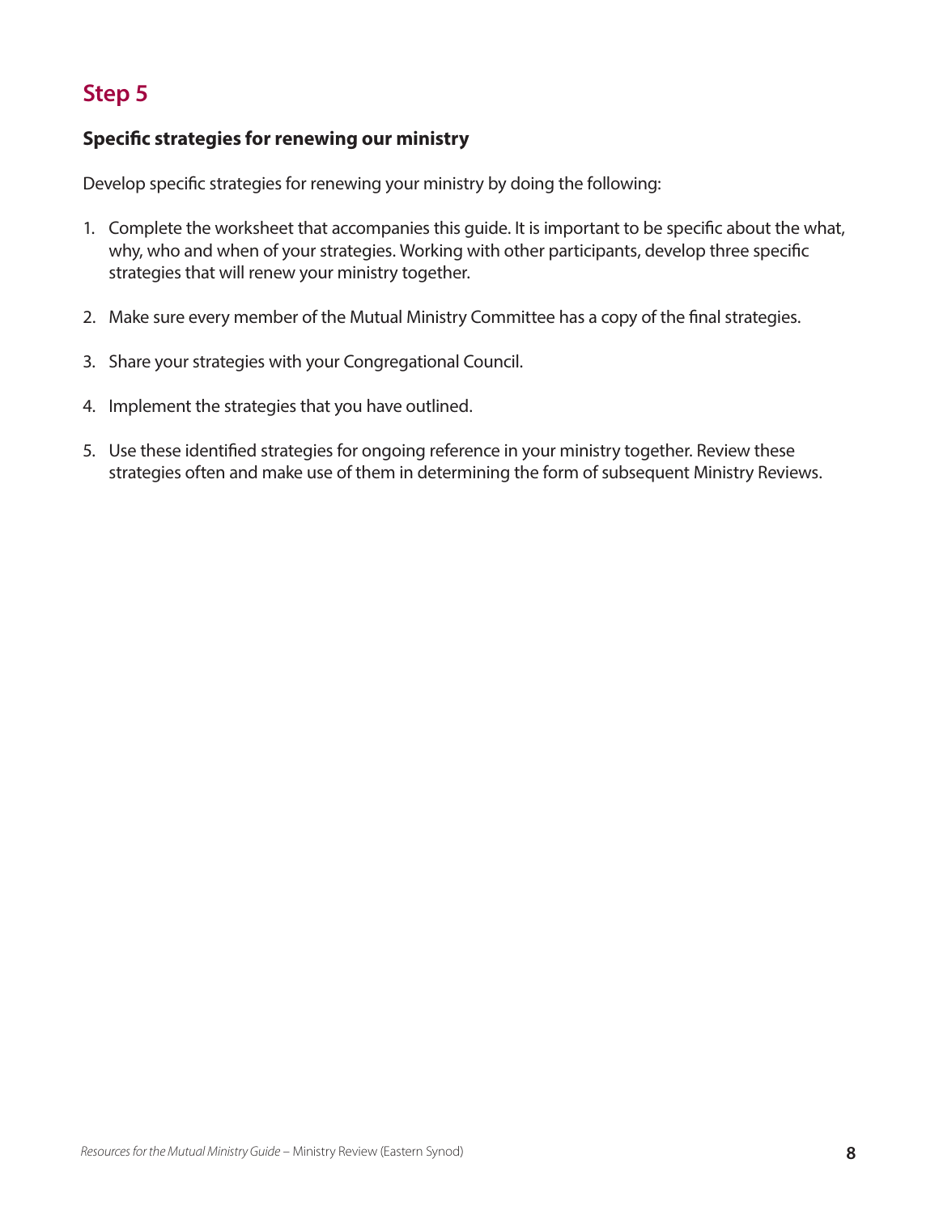## Step 5

### Specific strategies for renewing our ministry

Develop specific strategies for renewing your ministry by doing the following:

1. Complete the worksheet that accompanies this guide. It is important to be specific about the what, why, who and when of your strategies. Working with other participants, develop three specific strategies that will renew your ministry together.
2. Make sure every member of the Mutual Ministry Committee has a copy of the final strategies.
3. Share your strategies with your Congregational Council.
4. Implement the strategies that you have outlined.
5. Use these identified strategies for ongoing reference in your ministry together. Review these strategies often and make use of them in determining the form of subsequent Ministry Reviews.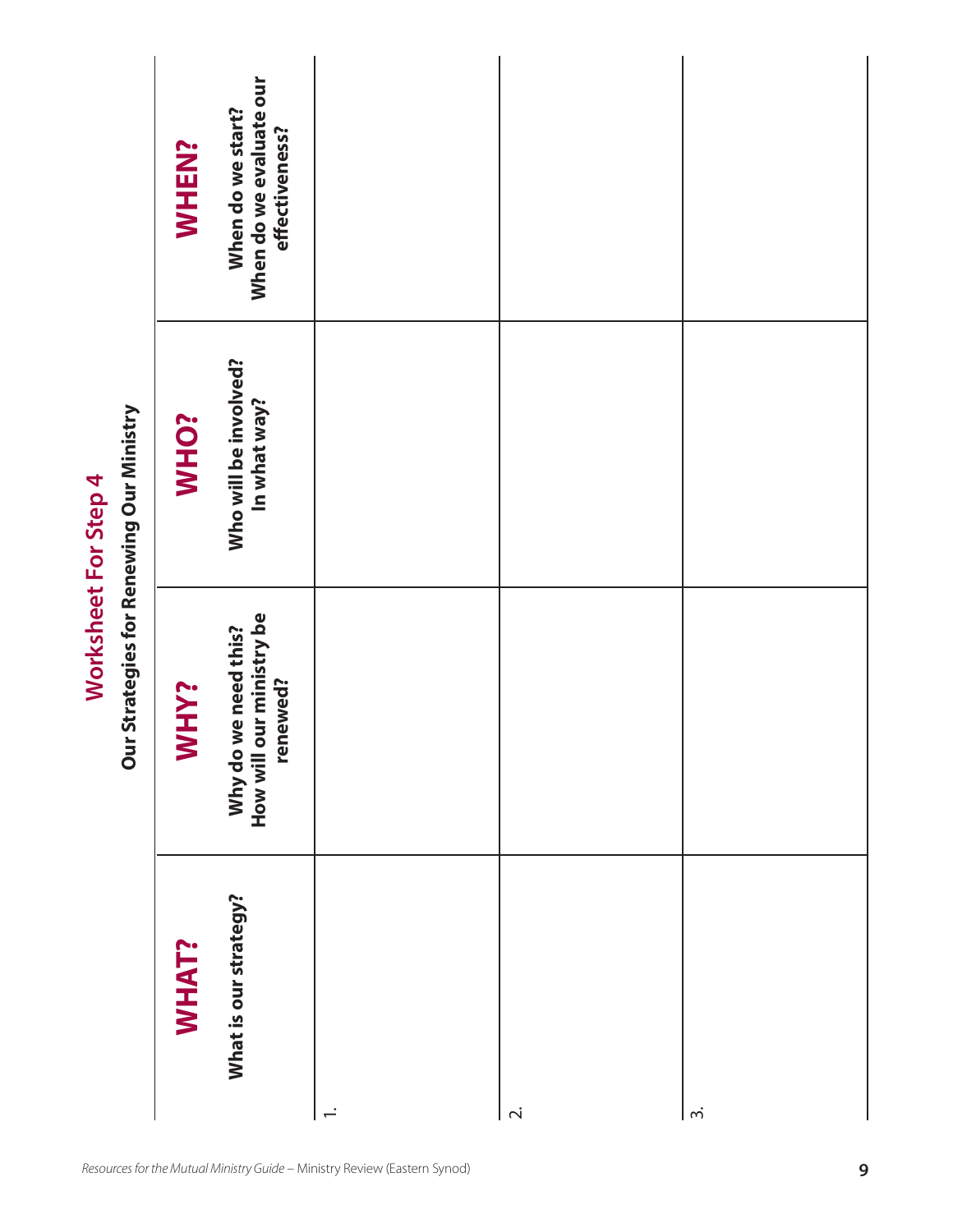# Worksheet For Step 4

## Our Strategies for Renewing Our Ministry

| **WHAT?** What is our strategy? | **WHY?** Why do we need this? How will our ministry be renewed? | **WHO?** Who will be involved? In what way? | **WHEN?** When do we start? When do we evaluate our effectiveness? |
|---|---|---|---|
| 1. | | | |
| 2. | | | |
| 3. | | | |